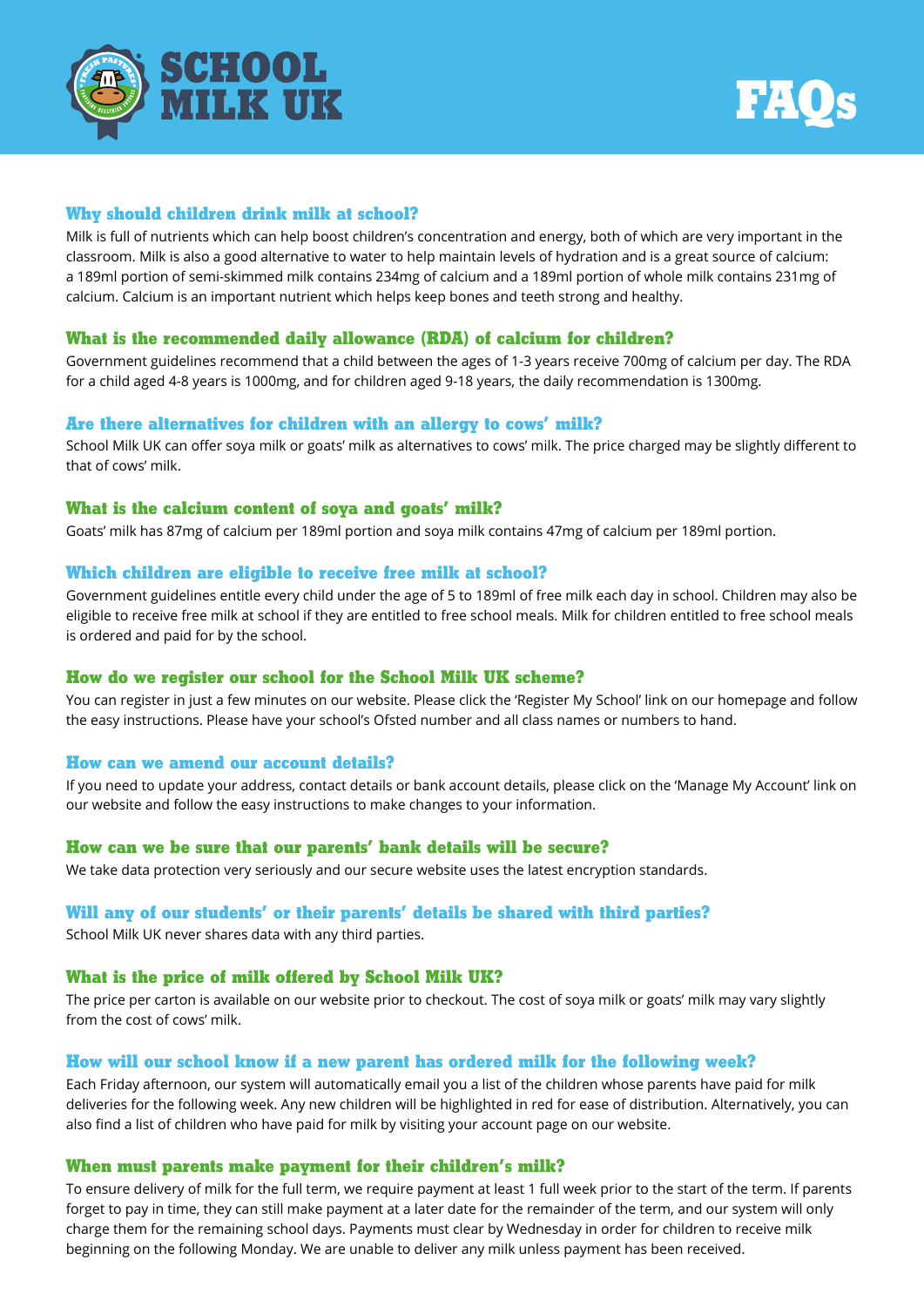# SCHOOL MILK UK

# FAQs

### Why should children drink milk at school?

Milk is full of nutrients which can help boost children's concentration and energy, both of which are very important in the classroom. Milk is also a good alternative to water to help maintain levels of hydration and is a great source of calcium: a 189ml portion of semi-skimmed milk contains 234mg of calcium and a 189ml portion of whole milk contains 231mg of calcium. Calcium is an important nutrient which helps keep bones and teeth strong and healthy.

### What is the recommended daily allowance (RDA) of calcium for children?

Government guidelines recommend that a child between the ages of 1-3 years receive 700mg of calcium per day. The RDA for a child aged 4-8 years is 1000mg, and for children aged 9-18 years, the daily recommendation is 1300mg.

### Are there alternatives for children with an allergy to cows' milk?

School Milk UK can offer soya milk or goats' milk as alternatives to cows' milk. The price charged may be slightly different to that of cows' milk.

### What is the calcium content of soya and goats' milk?

Goats' milk has 87mg of calcium per 189ml portion and soya milk contains 47mg of calcium per 189ml portion.

### Which children are eligible to receive free milk at school?

Government guidelines entitle every child under the age of 5 to 189ml of free milk each day in school. Children may also be eligible to receive free milk at school if they are entitled to free school meals. Milk for children entitled to free school meals is ordered and paid for by the school.

### How do we register our school for the School Milk UK scheme?

You can register in just a few minutes on our website. Please click the 'Register My School' link on our homepage and follow the easy instructions. Please have your school's Ofsted number and all class names or numbers to hand.

### How can we amend our account details?

If you need to update your address, contact details or bank account details, please click on the 'Manage My Account' link on our website and follow the easy instructions to make changes to your information.

### How can we be sure that our parents' bank details will be secure?

We take data protection very seriously and our secure website uses the latest encryption standards.

### Will any of our students' or their parents' details be shared with third parties?

School Milk UK never shares data with any third parties.

### What is the price of milk offered by School Milk UK?

The price per carton is available on our website prior to checkout. The cost of soya milk or goats' milk may vary slightly from the cost of cows' milk.

### How will our school know if a new parent has ordered milk for the following week?

Each Friday afternoon, our system will automatically email you a list of the children whose parents have paid for milk deliveries for the following week. Any new children will be highlighted in red for ease of distribution. Alternatively, you can also find a list of children who have paid for milk by visiting your account page on our website.

### When must parents make payment for their children's milk?

To ensure delivery of milk for the full term, we require payment at least 1 full week prior to the start of the term. If parents forget to pay in time, they can still make payment at a later date for the remainder of the term, and our system will only charge them for the remaining school days. Payments must clear by Wednesday in order for children to receive milk beginning on the following Monday. We are unable to deliver any milk unless payment has been received.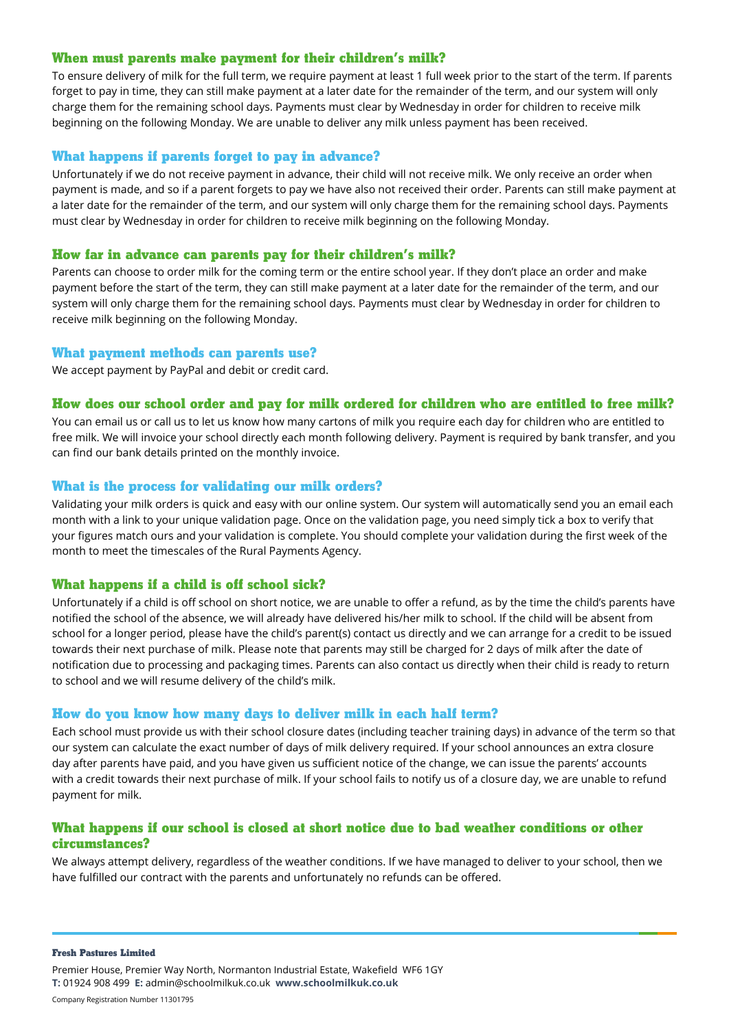### When must parents make payment for their children's milk?

To ensure delivery of milk for the full term, we require payment at least 1 full week prior to the start of the term. If parents forget to pay in time, they can still make payment at a later date for the remainder of the term, and our system will only charge them for the remaining school days. Payments must clear by Wednesday in order for children to receive milk beginning on the following Monday. We are unable to deliver any milk unless payment has been received.

### What happens if parents forget to pay in advance?

Unfortunately if we do not receive payment in advance, their child will not receive milk. We only receive an order when payment is made, and so if a parent forgets to pay we have also not received their order. Parents can still make payment at a later date for the remainder of the term, and our system will only charge them for the remaining school days. Payments must clear by Wednesday in order for children to receive milk beginning on the following Monday.

### How far in advance can parents pay for their children's milk?

Parents can choose to order milk for the coming term or the entire school year. If they don't place an order and make payment before the start of the term, they can still make payment at a later date for the remainder of the term, and our system will only charge them for the remaining school days. Payments must clear by Wednesday in order for children to receive milk beginning on the following Monday.

### What payment methods can parents use?

We accept payment by PayPal and debit or credit card.

### How does our school order and pay for milk ordered for children who are entitled to free milk?

You can email us or call us to let us know how many cartons of milk you require each day for children who are entitled to free milk. We will invoice your school directly each month following delivery. Payment is required by bank transfer, and you can find our bank details printed on the monthly invoice.

### What is the process for validating our milk orders?

Validating your milk orders is quick and easy with our online system. Our system will automatically send you an email each month with a link to your unique validation page. Once on the validation page, you need simply tick a box to verify that your figures match ours and your validation is complete. You should complete your validation during the first week of the month to meet the timescales of the Rural Payments Agency.

### What happens if a child is off school sick?

Unfortunately if a child is off school on short notice, we are unable to offer a refund, as by the time the child's parents have notified the school of the absence, we will already have delivered his/her milk to school. If the child will be absent from school for a longer period, please have the child's parent(s) contact us directly and we can arrange for a credit to be issued towards their next purchase of milk. Please note that parents may still be charged for 2 days of milk after the date of notification due to processing and packaging times. Parents can also contact us directly when their child is ready to return to school and we will resume delivery of the child's milk.

### How do you know how many days to deliver milk in each half term?

Each school must provide us with their school closure dates (including teacher training days) in advance of the term so that our system can calculate the exact number of days of milk delivery required. If your school announces an extra closure day after parents have paid, and you have given us sufficient notice of the change, we can issue the parents' accounts with a credit towards their next purchase of milk. If your school fails to notify us of a closure day, we are unable to refund payment for milk.

### What happens if our school is closed at short notice due to bad weather conditions or other circumstances?

We always attempt delivery, regardless of the weather conditions. If we have managed to deliver to your school, then we have fulfilled our contract with the parents and unfortunately no refunds can be offered.

**Fresh Pastures Limited**

Premier House, Premier Way North, Normanton Industrial Estate, Wakefield WF6 1GY
**T:** 01924 908 499 **E:** admin@schoolmilkuk.co.uk **www.schoolmilkuk.co.uk**

Company Registration Number 11301795